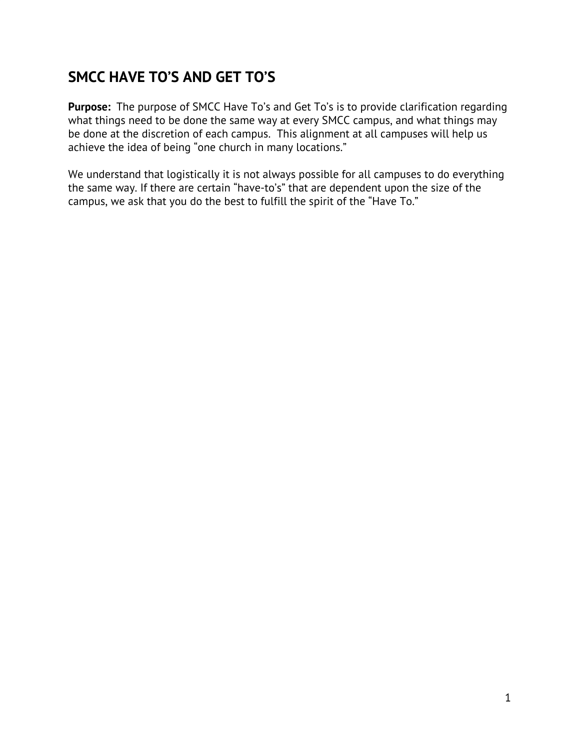# SMCC HAVE TO'S AND GET TO'S

**Purpose:** The purpose of SMCC Have To's and Get To's is to provide clarification regarding what things need to be done the same way at every SMCC campus, and what things may be done at the discretion of each campus. This alignment at all campuses will help us achieve the idea of being "one church in many locations."

We understand that logistically it is not always possible for all campuses to do everything the same way. If there are certain "have-to's" that are dependent upon the size of the campus, we ask that you do the best to fulfill the spirit of the "Have To."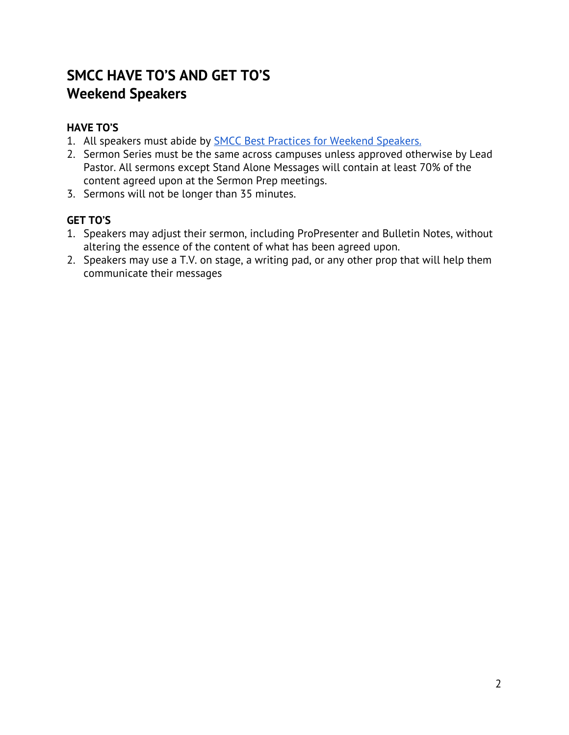# SMCC HAVE TO'S AND GET TO'S
# Weekend Speakers

### HAVE TO'S

1. All speakers must abide by [SMCC Best Practices for Weekend Speakers.]()
2. Sermon Series must be the same across campuses unless approved otherwise by Lead Pastor. All sermons except Stand Alone Messages will contain at least 70% of the content agreed upon at the Sermon Prep meetings.
3. Sermons will not be longer than 35 minutes.

### GET TO'S

1. Speakers may adjust their sermon, including ProPresenter and Bulletin Notes, without altering the essence of the content of what has been agreed upon.
2. Speakers may use a T.V. on stage, a writing pad, or any other prop that will help them communicate their messages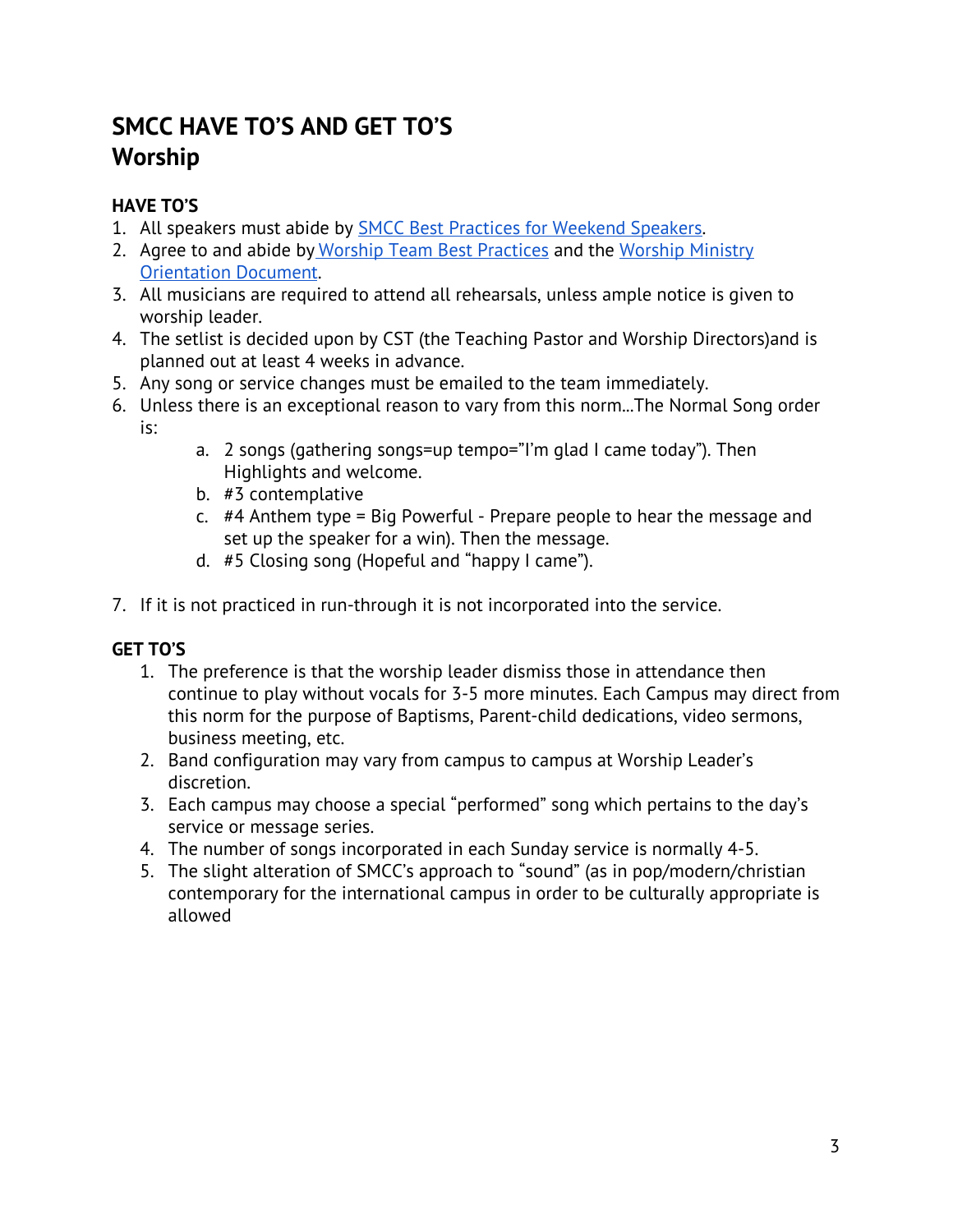# SMCC HAVE TO'S AND GET TO'S
## Worship

### HAVE TO'S

1. All speakers must abide by SMCC Best Practices for Weekend Speakers.
2. Agree to and abide by Worship Team Best Practices and the Worship Ministry Orientation Document.
3. All musicians are required to attend all rehearsals, unless ample notice is given to worship leader.
4. The setlist is decided upon by CST (the Teaching Pastor and Worship Directors)and is planned out at least 4 weeks in advance.
5. Any song or service changes must be emailed to the team immediately.
6. Unless there is an exceptional reason to vary from this norm...The Normal Song order is:
   a. 2 songs (gathering songs=up tempo="I'm glad I came today"). Then Highlights and welcome.
   b. #3 contemplative
   c. #4 Anthem type = Big Powerful - Prepare people to hear the message and set up the speaker for a win). Then the message.
   d. #5 Closing song (Hopeful and "happy I came").

7. If it is not practiced in run-through it is not incorporated into the service.

### GET TO'S

1. The preference is that the worship leader dismiss those in attendance then continue to play without vocals for 3-5 more minutes. Each Campus may direct from this norm for the purpose of Baptisms, Parent-child dedications, video sermons, business meeting, etc.
2. Band configuration may vary from campus to campus at Worship Leader's discretion.
3. Each campus may choose a special "performed" song which pertains to the day's service or message series.
4. The number of songs incorporated in each Sunday service is normally 4-5.
5. The slight alteration of SMCC's approach to "sound" (as in pop/modern/christian contemporary for the international campus in order to be culturally appropriate is allowed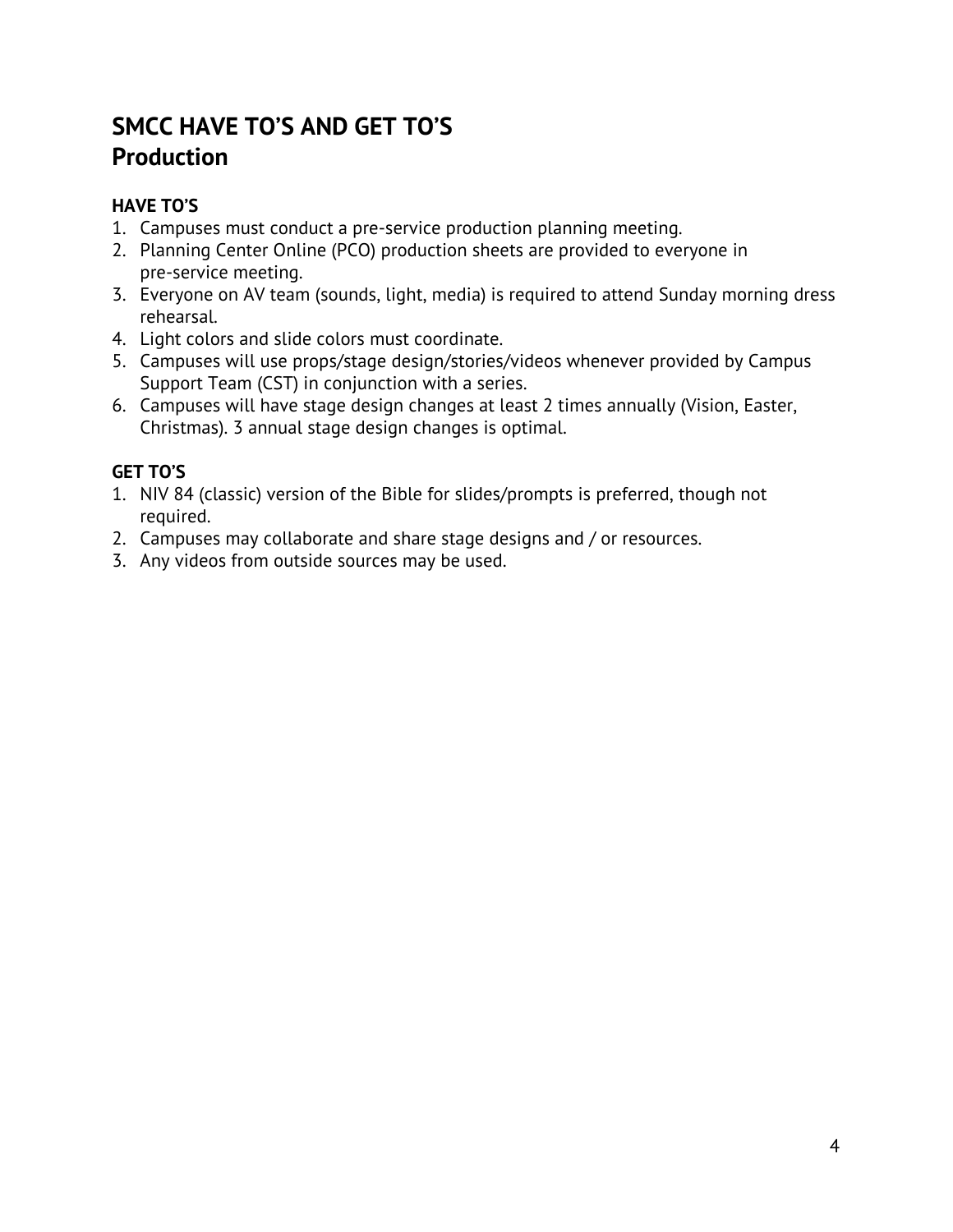# SMCC HAVE TO'S AND GET TO'S
## Production

**HAVE TO'S**

1. Campuses must conduct a pre-service production planning meeting.
2. Planning Center Online (PCO) production sheets are provided to everyone in pre-service meeting.
3. Everyone on AV team (sounds, light, media) is required to attend Sunday morning dress rehearsal.
4. Light colors and slide colors must coordinate.
5. Campuses will use props/stage design/stories/videos whenever provided by Campus Support Team (CST) in conjunction with a series.
6. Campuses will have stage design changes at least 2 times annually (Vision, Easter, Christmas). 3 annual stage design changes is optimal.

**GET TO'S**

1. NIV 84 (classic) version of the Bible for slides/prompts is preferred, though not required.
2. Campuses may collaborate and share stage designs and / or resources.
3. Any videos from outside sources may be used.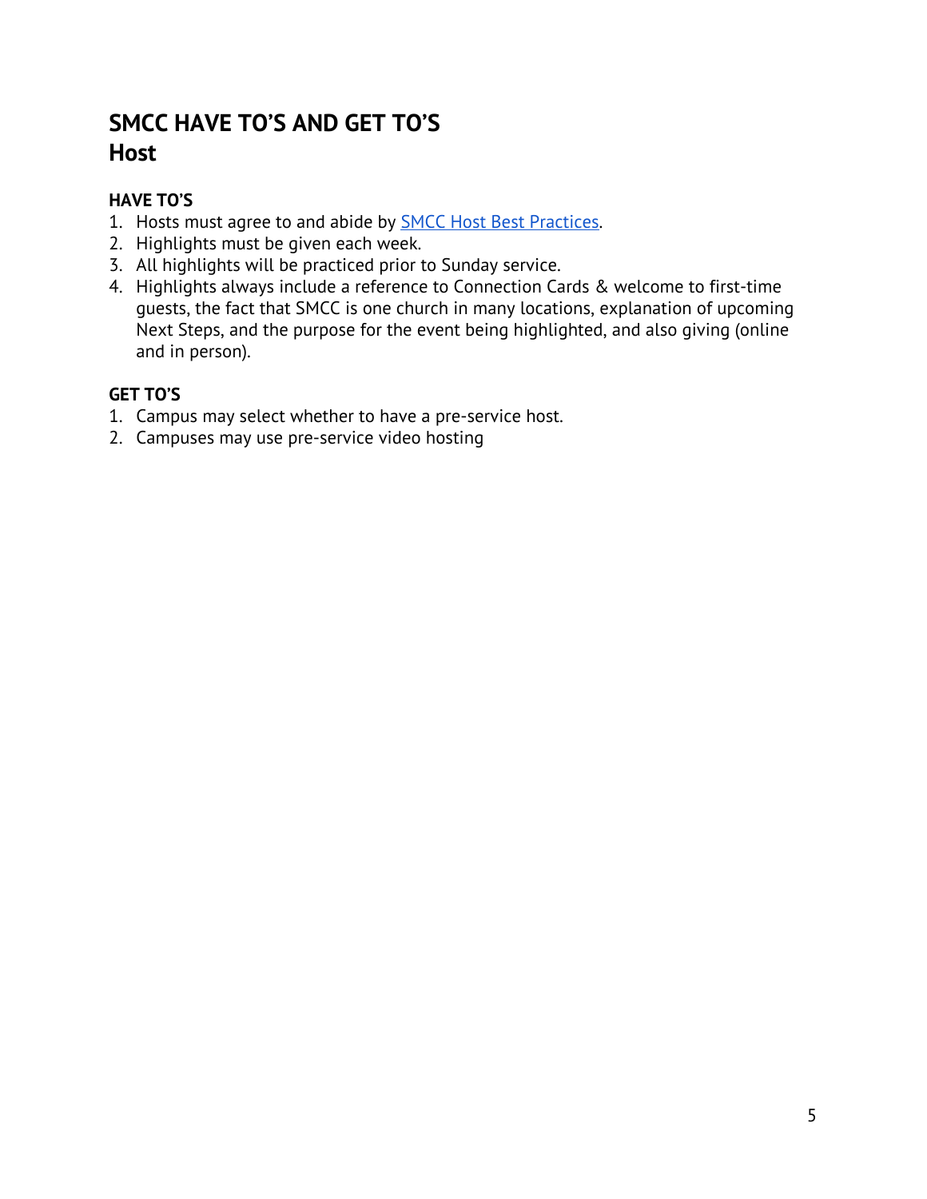# SMCC HAVE TO'S AND GET TO'S
# Host

### HAVE TO'S

1. Hosts must agree to and abide by SMCC Host Best Practices.
2. Highlights must be given each week.
3. All highlights will be practiced prior to Sunday service.
4. Highlights always include a reference to Connection Cards & welcome to first-time guests, the fact that SMCC is one church in many locations, explanation of upcoming Next Steps, and the purpose for the event being highlighted, and also giving (online and in person).

### GET TO'S

1. Campus may select whether to have a pre-service host.
2. Campuses may use pre-service video hosting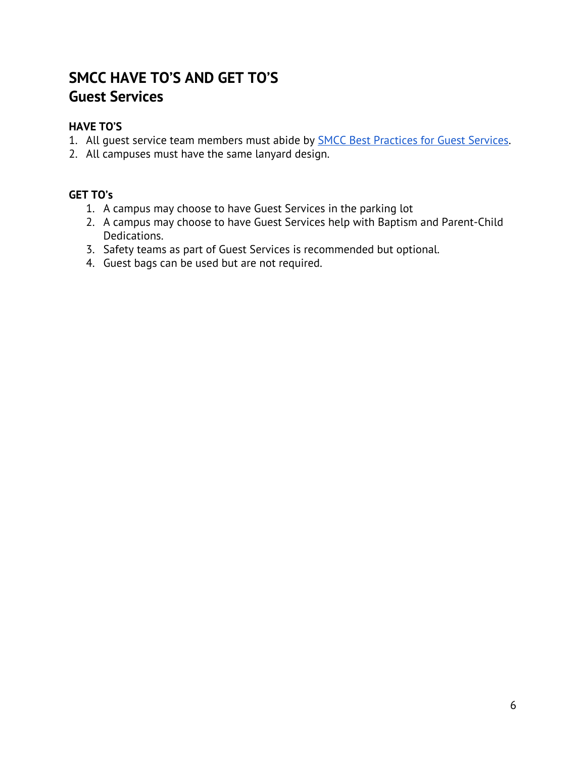# SMCC HAVE TO'S AND GET TO'S
## Guest Services

### HAVE TO'S

1. All guest service team members must abide by SMCC Best Practices for Guest Services.
2. All campuses must have the same lanyard design.

### GET TO's

1. A campus may choose to have Guest Services in the parking lot
2. A campus may choose to have Guest Services help with Baptism and Parent-Child Dedications.
3. Safety teams as part of Guest Services is recommended but optional.
4. Guest bags can be used but are not required.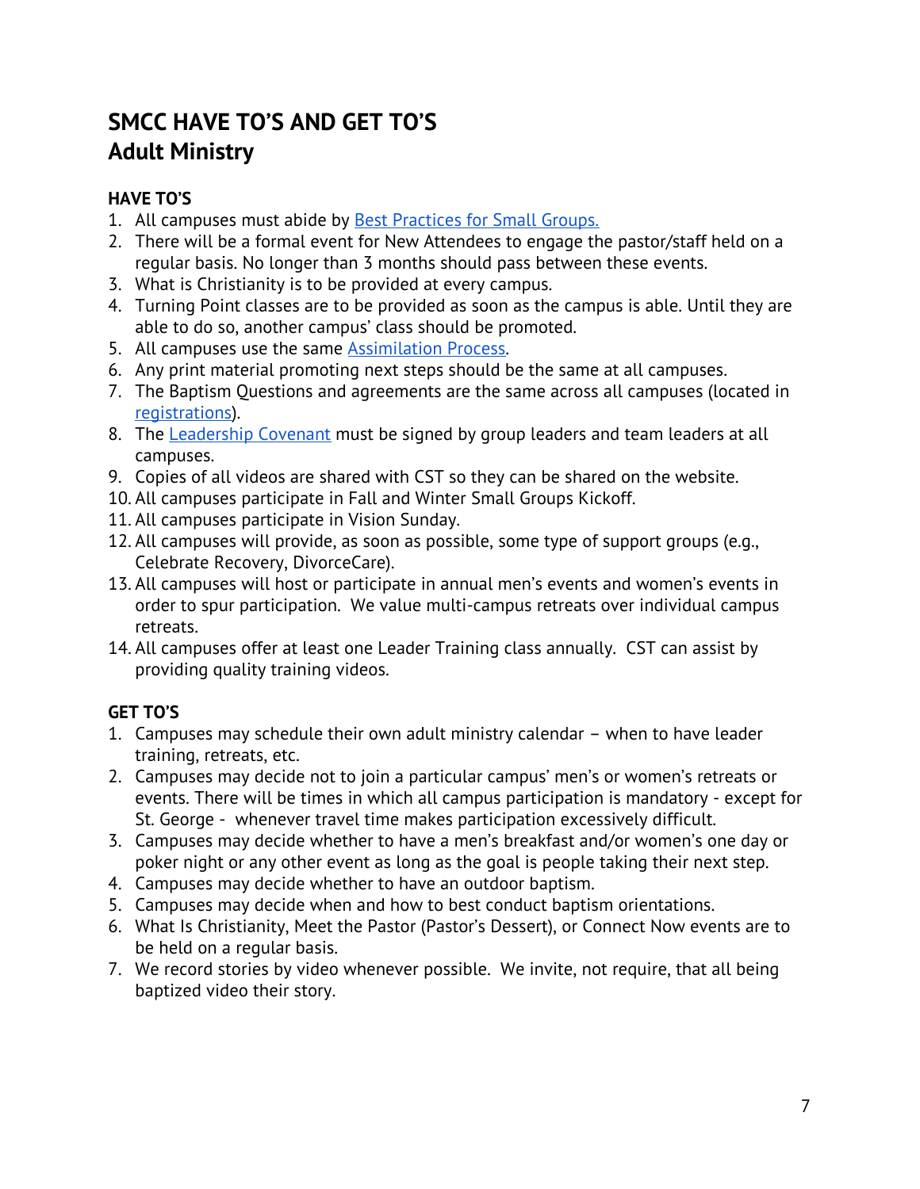# SMCC HAVE TO'S AND GET TO'S
## Adult Ministry

### HAVE TO'S

1. All campuses must abide by Best Practices for Small Groups.
2. There will be a formal event for New Attendees to engage the pastor/staff held on a regular basis. No longer than 3 months should pass between these events.
3. What is Christianity is to be provided at every campus.
4. Turning Point classes are to be provided as soon as the campus is able. Until they are able to do so, another campus' class should be promoted.
5. All campuses use the same Assimilation Process.
6. Any print material promoting next steps should be the same at all campuses.
7. The Baptism Questions and agreements are the same across all campuses (located in registrations).
8. The Leadership Covenant must be signed by group leaders and team leaders at all campuses.
9. Copies of all videos are shared with CST so they can be shared on the website.
10. All campuses participate in Fall and Winter Small Groups Kickoff.
11. All campuses participate in Vision Sunday.
12. All campuses will provide, as soon as possible, some type of support groups (e.g., Celebrate Recovery, DivorceCare).
13. All campuses will host or participate in annual men's events and women's events in order to spur participation. We value multi-campus retreats over individual campus retreats.
14. All campuses offer at least one Leader Training class annually. CST can assist by providing quality training videos.

### GET TO'S

1. Campuses may schedule their own adult ministry calendar – when to have leader training, retreats, etc.
2. Campuses may decide not to join a particular campus' men's or women's retreats or events. There will be times in which all campus participation is mandatory - except for St. George - whenever travel time makes participation excessively difficult.
3. Campuses may decide whether to have a men's breakfast and/or women's one day or poker night or any other event as long as the goal is people taking their next step.
4. Campuses may decide whether to have an outdoor baptism.
5. Campuses may decide when and how to best conduct baptism orientations.
6. What Is Christianity, Meet the Pastor (Pastor's Dessert), or Connect Now events are to be held on a regular basis.
7. We record stories by video whenever possible. We invite, not require, that all being baptized video their story.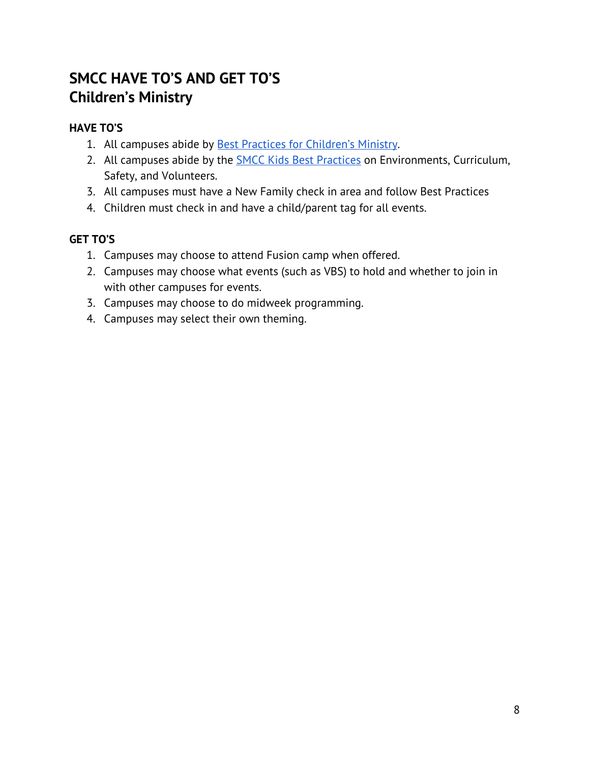# SMCC HAVE TO'S AND GET TO'S
## Children's Ministry

### HAVE TO'S

1. All campuses abide by Best Practices for Children's Ministry.
2. All campuses abide by the SMCC Kids Best Practices on Environments, Curriculum, Safety, and Volunteers.
3. All campuses must have a New Family check in area and follow Best Practices
4. Children must check in and have a child/parent tag for all events.

### GET TO'S

1. Campuses may choose to attend Fusion camp when offered.
2. Campuses may choose what events (such as VBS) to hold and whether to join in with other campuses for events.
3. Campuses may choose to do midweek programming.
4. Campuses may select their own theming.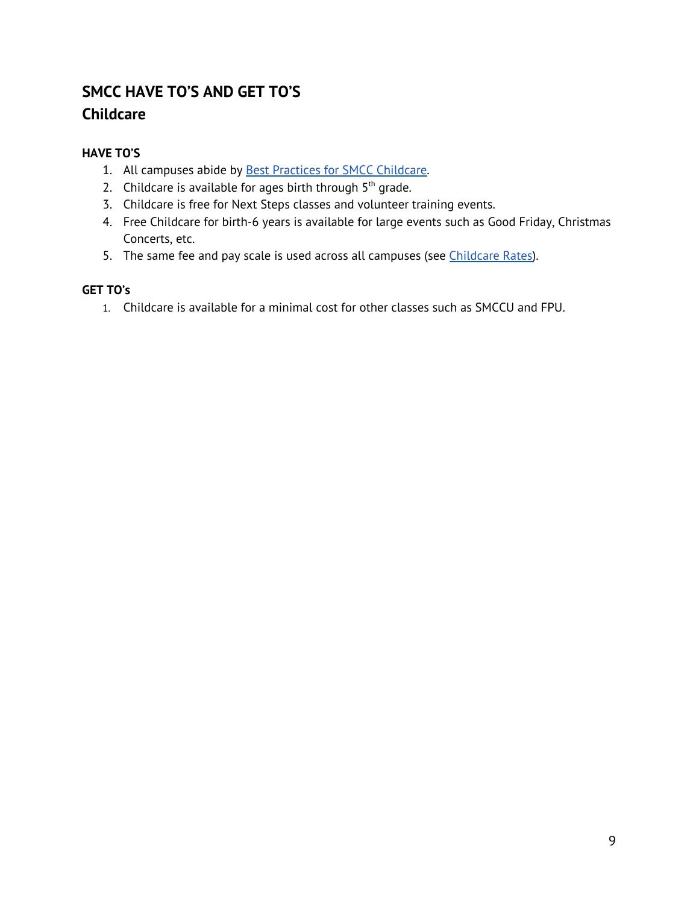## SMCC HAVE TO'S AND GET TO'S

## Childcare

### HAVE TO'S

1. All campuses abide by [Best Practices for SMCC Childcare](#).
2. Childcare is available for ages birth through 5th grade.
3. Childcare is free for Next Steps classes and volunteer training events.
4. Free Childcare for birth-6 years is available for large events such as Good Friday, Christmas Concerts, etc.
5. The same fee and pay scale is used across all campuses (see [Childcare Rates](#)).

### GET TO's

1. Childcare is available for a minimal cost for other classes such as SMCCU and FPU.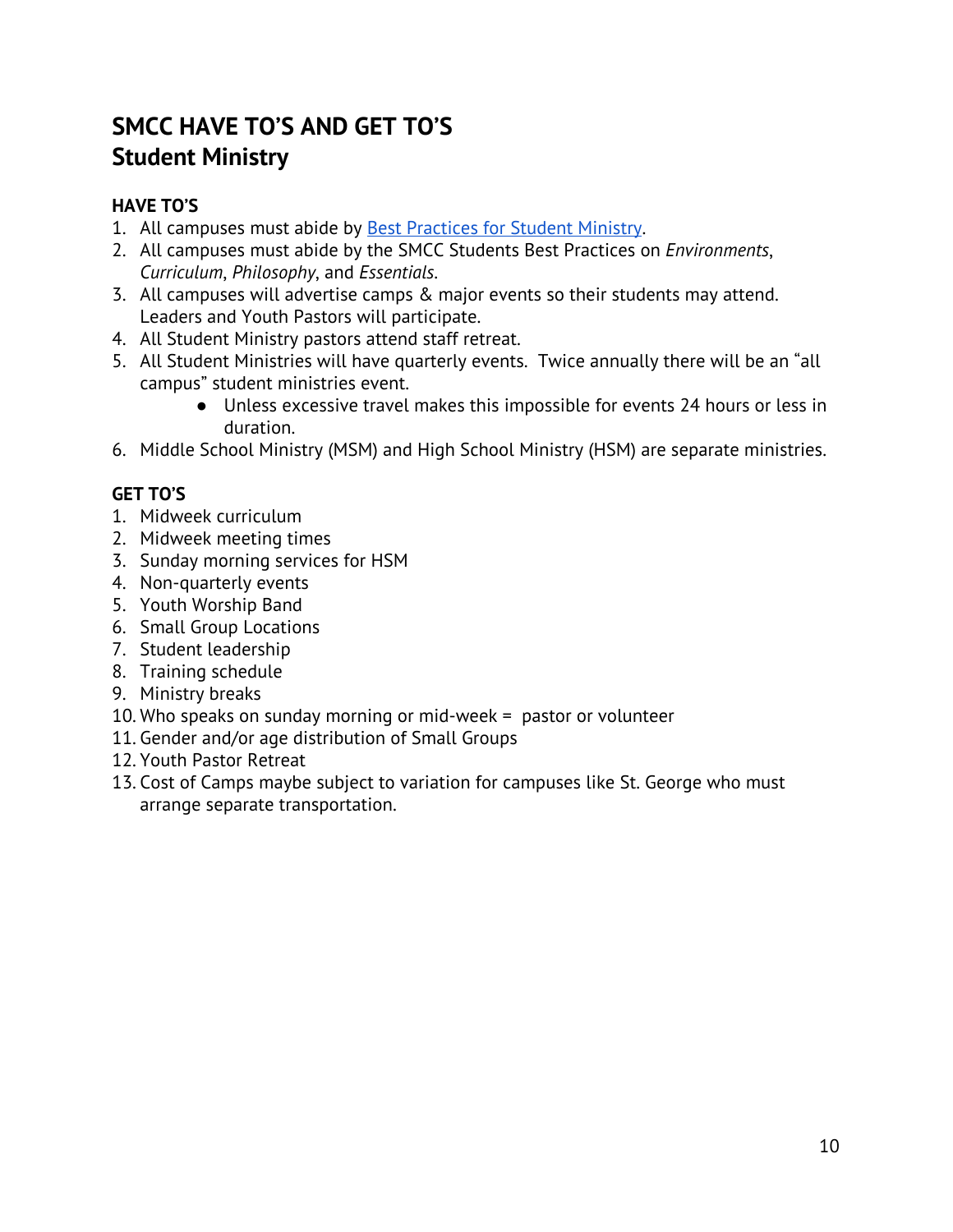# SMCC HAVE TO'S AND GET TO'S
# Student Ministry

### HAVE TO'S

1. All campuses must abide by [Best Practices for Student Ministry].
2. All campuses must abide by the SMCC Students Best Practices on *Environments*, *Curriculum*, *Philosophy*, and *Essentials*.
3. All campuses will advertise camps & major events so their students may attend. Leaders and Youth Pastors will participate.
4. All Student Ministry pastors attend staff retreat.
5. All Student Ministries will have quarterly events. Twice annually there will be an "all campus" student ministries event.
    - Unless excessive travel makes this impossible for events 24 hours or less in duration.
6. Middle School Ministry (MSM) and High School Ministry (HSM) are separate ministries.

### GET TO'S

1. Midweek curriculum
2. Midweek meeting times
3. Sunday morning services for HSM
4. Non-quarterly events
5. Youth Worship Band
6. Small Group Locations
7. Student leadership
8. Training schedule
9. Ministry breaks
10. Who speaks on sunday morning or mid-week = pastor or volunteer
11. Gender and/or age distribution of Small Groups
12. Youth Pastor Retreat
13. Cost of Camps maybe subject to variation for campuses like St. George who must arrange separate transportation.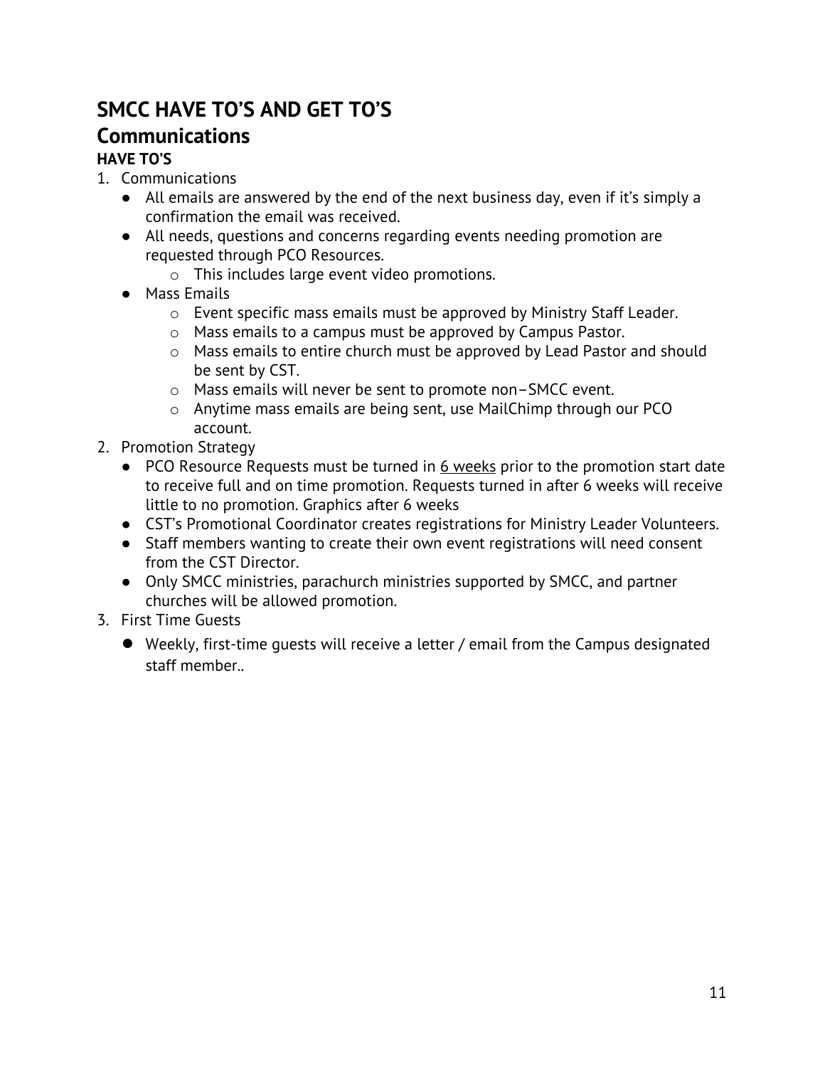# SMCC HAVE TO'S AND GET TO'S

## Communications

### HAVE TO'S

1. Communications
   - All emails are answered by the end of the next business day, even if it's simply a confirmation the email was received.
   - All needs, questions and concerns regarding events needing promotion are requested through PCO Resources.
     - This includes large event video promotions.
   - Mass Emails
     - Event specific mass emails must be approved by Ministry Staff Leader.
     - Mass emails to a campus must be approved by Campus Pastor.
     - Mass emails to entire church must be approved by Lead Pastor and should be sent by CST.
     - Mass emails will never be sent to promote non–SMCC event.
     - Anytime mass emails are being sent, use MailChimp through our PCO account.
2. Promotion Strategy
   - PCO Resource Requests must be turned in <u>6 weeks</u> prior to the promotion start date to receive full and on time promotion. Requests turned in after 6 weeks will receive little to no promotion. Graphics after 6 weeks
   - CST's Promotional Coordinator creates registrations for Ministry Leader Volunteers.
   - Staff members wanting to create their own event registrations will need consent from the CST Director.
   - Only SMCC ministries, parachurch ministries supported by SMCC, and partner churches will be allowed promotion.
3. First Time Guests
   - Weekly, first-time guests will receive a letter / email from the Campus designated staff member..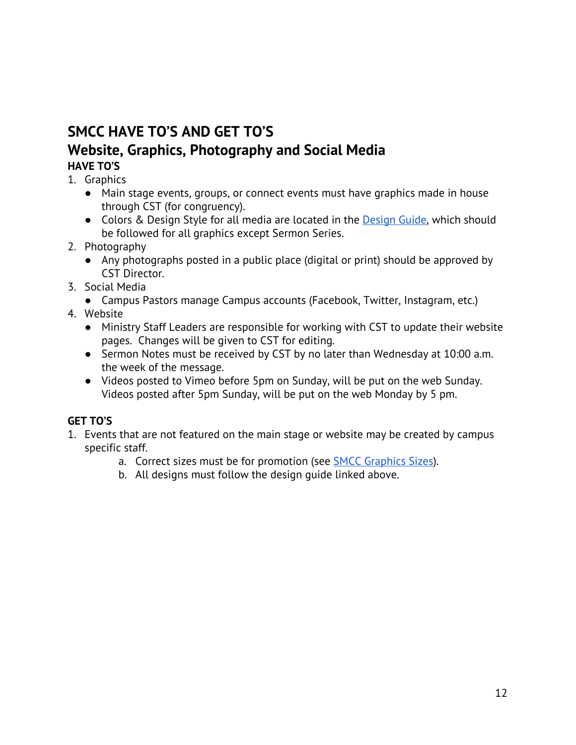# SMCC HAVE TO'S AND GET TO'S

## Website, Graphics, Photography and Social Media

### HAVE TO'S

1. Graphics
   - Main stage events, groups, or connect events must have graphics made in house through CST (for congruency).
   - Colors & Design Style for all media are located in the [Design Guide](), which should be followed for all graphics except Sermon Series.
2. Photography
   - Any photographs posted in a public place (digital or print) should be approved by CST Director.
3. Social Media
   - Campus Pastors manage Campus accounts (Facebook, Twitter, Instagram, etc.)
4. Website
   - Ministry Staff Leaders are responsible for working with CST to update their website pages. Changes will be given to CST for editing.
   - Sermon Notes must be received by CST by no later than Wednesday at 10:00 a.m. the week of the message.
   - Videos posted to Vimeo before 5pm on Sunday, will be put on the web Sunday. Videos posted after 5pm Sunday, will be put on the web Monday by 5 pm.

### GET TO'S

1. Events that are not featured on the main stage or website may be created by campus specific staff.
   a. Correct sizes must be for promotion (see [SMCC Graphics Sizes]()).
   b. All designs must follow the design guide linked above.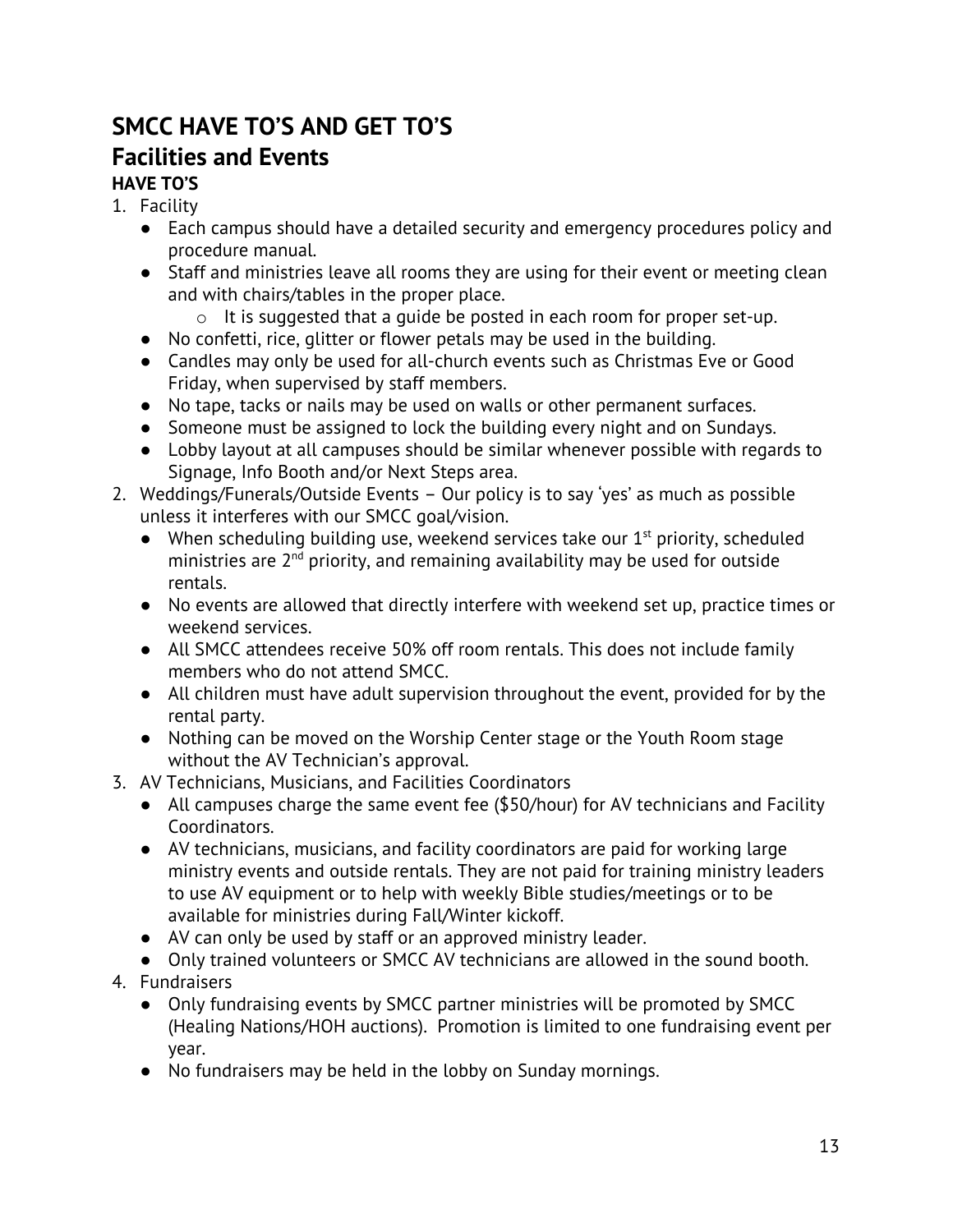# SMCC HAVE TO'S AND GET TO'S

## Facilities and Events

### HAVE TO'S

1. Facility
   - Each campus should have a detailed security and emergency procedures policy and procedure manual.
   - Staff and ministries leave all rooms they are using for their event or meeting clean and with chairs/tables in the proper place.
     - It is suggested that a guide be posted in each room for proper set-up.
   - No confetti, rice, glitter or flower petals may be used in the building.
   - Candles may only be used for all-church events such as Christmas Eve or Good Friday, when supervised by staff members.
   - No tape, tacks or nails may be used on walls or other permanent surfaces.
   - Someone must be assigned to lock the building every night and on Sundays.
   - Lobby layout at all campuses should be similar whenever possible with regards to Signage, Info Booth and/or Next Steps area.
2. Weddings/Funerals/Outside Events – Our policy is to say 'yes' as much as possible unless it interferes with our SMCC goal/vision.
   - When scheduling building use, weekend services take our 1st priority, scheduled ministries are 2nd priority, and remaining availability may be used for outside rentals.
   - No events are allowed that directly interfere with weekend set up, practice times or weekend services.
   - All SMCC attendees receive 50% off room rentals. This does not include family members who do not attend SMCC.
   - All children must have adult supervision throughout the event, provided for by the rental party.
   - Nothing can be moved on the Worship Center stage or the Youth Room stage without the AV Technician's approval.
3. AV Technicians, Musicians, and Facilities Coordinators
   - All campuses charge the same event fee ($50/hour) for AV technicians and Facility Coordinators.
   - AV technicians, musicians, and facility coordinators are paid for working large ministry events and outside rentals. They are not paid for training ministry leaders to use AV equipment or to help with weekly Bible studies/meetings or to be available for ministries during Fall/Winter kickoff.
   - AV can only be used by staff or an approved ministry leader.
   - Only trained volunteers or SMCC AV technicians are allowed in the sound booth.
4. Fundraisers
   - Only fundraising events by SMCC partner ministries will be promoted by SMCC (Healing Nations/HOH auctions). Promotion is limited to one fundraising event per year.
   - No fundraisers may be held in the lobby on Sunday mornings.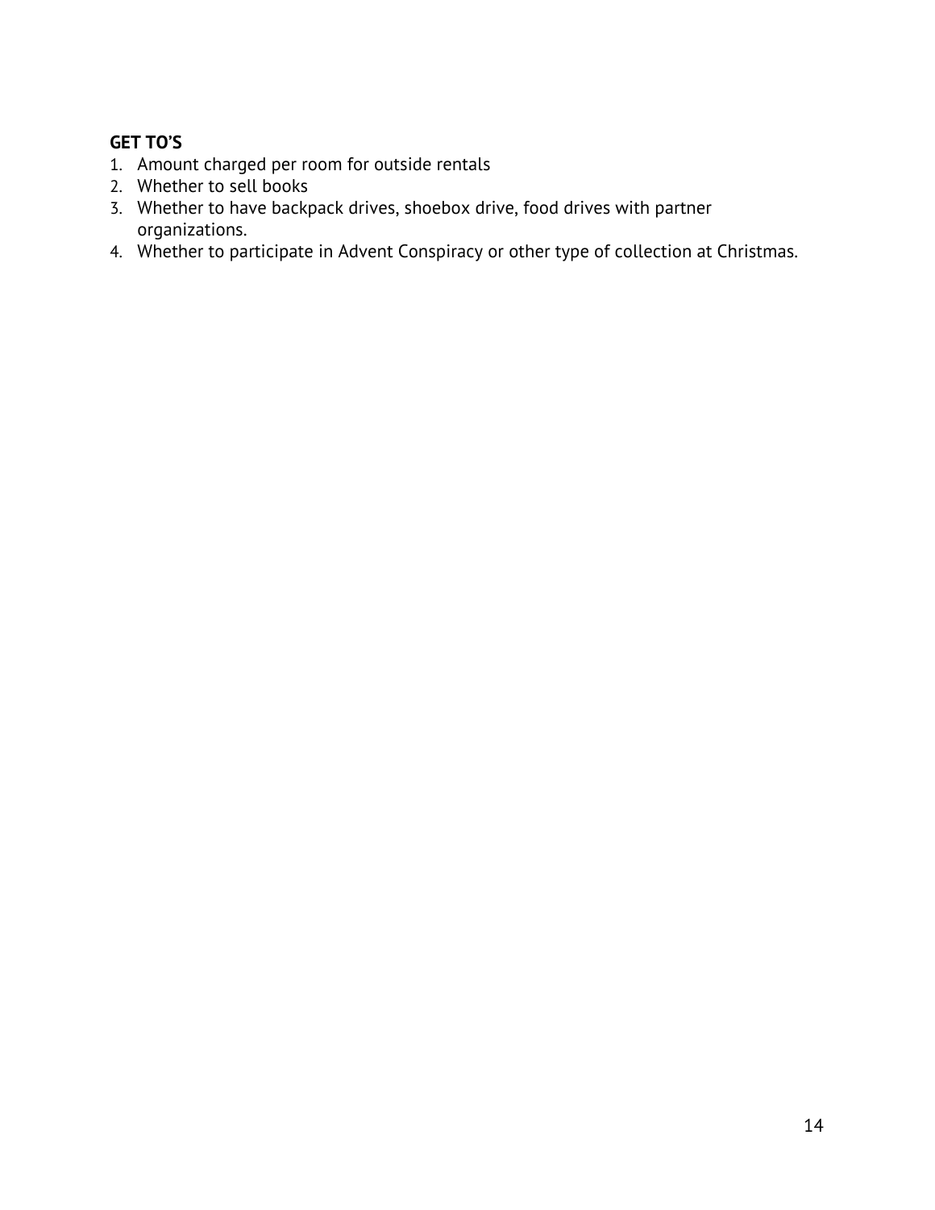**GET TO'S**

1. Amount charged per room for outside rentals
2. Whether to sell books
3. Whether to have backpack drives, shoebox drive, food drives with partner organizations.
4. Whether to participate in Advent Conspiracy or other type of collection at Christmas.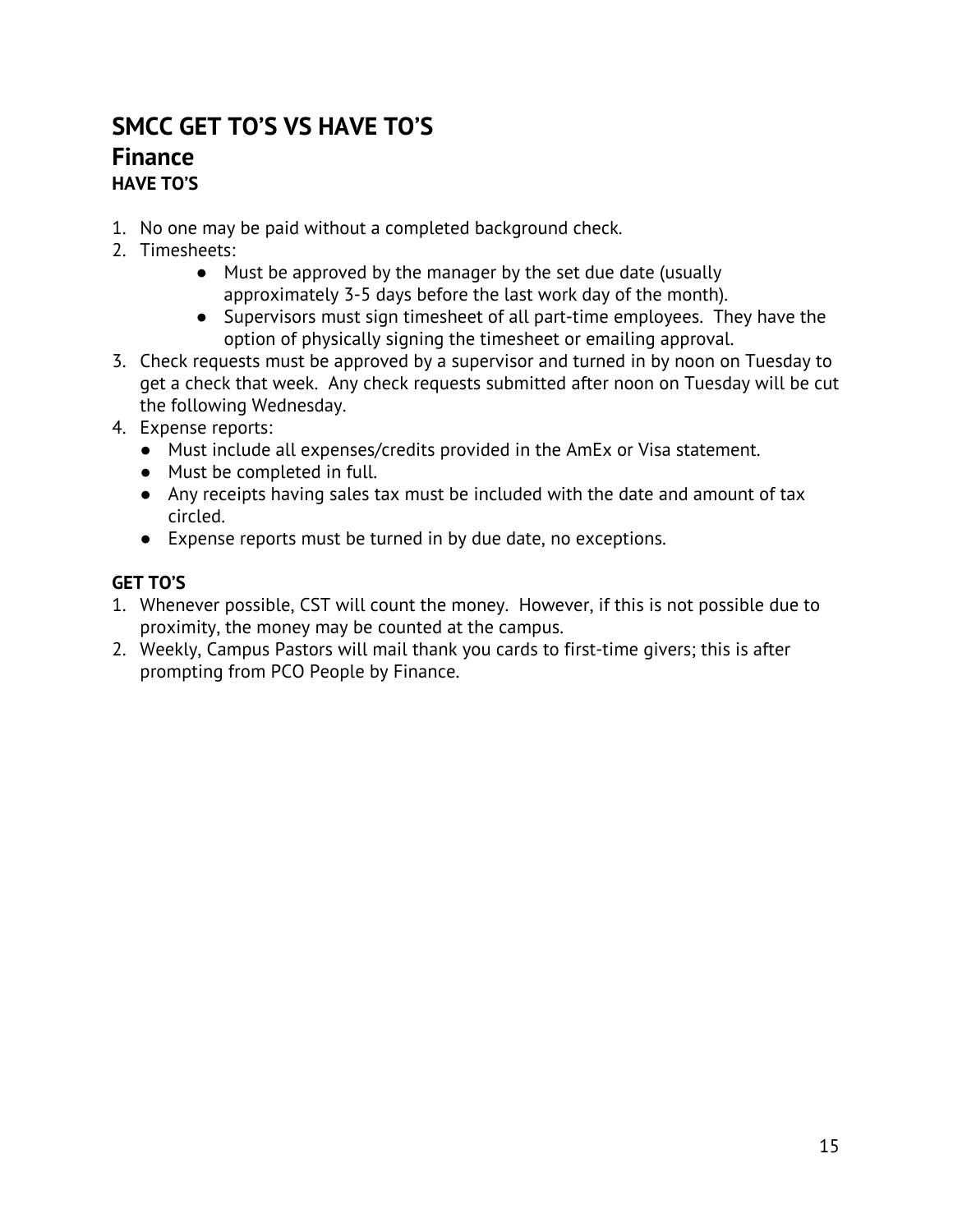# SMCC GET TO'S VS HAVE TO'S

## Finance

**HAVE TO'S**

1. No one may be paid without a completed background check.
2. Timesheets:
    - Must be approved by the manager by the set due date (usually approximately 3-5 days before the last work day of the month).
    - Supervisors must sign timesheet of all part-time employees. They have the option of physically signing the timesheet or emailing approval.
3. Check requests must be approved by a supervisor and turned in by noon on Tuesday to get a check that week. Any check requests submitted after noon on Tuesday will be cut the following Wednesday.
4. Expense reports:
    - Must include all expenses/credits provided in the AmEx or Visa statement.
    - Must be completed in full.
    - Any receipts having sales tax must be included with the date and amount of tax circled.
    - Expense reports must be turned in by due date, no exceptions.

**GET TO'S**

1. Whenever possible, CST will count the money. However, if this is not possible due to proximity, the money may be counted at the campus.
2. Weekly, Campus Pastors will mail thank you cards to first-time givers; this is after prompting from PCO People by Finance.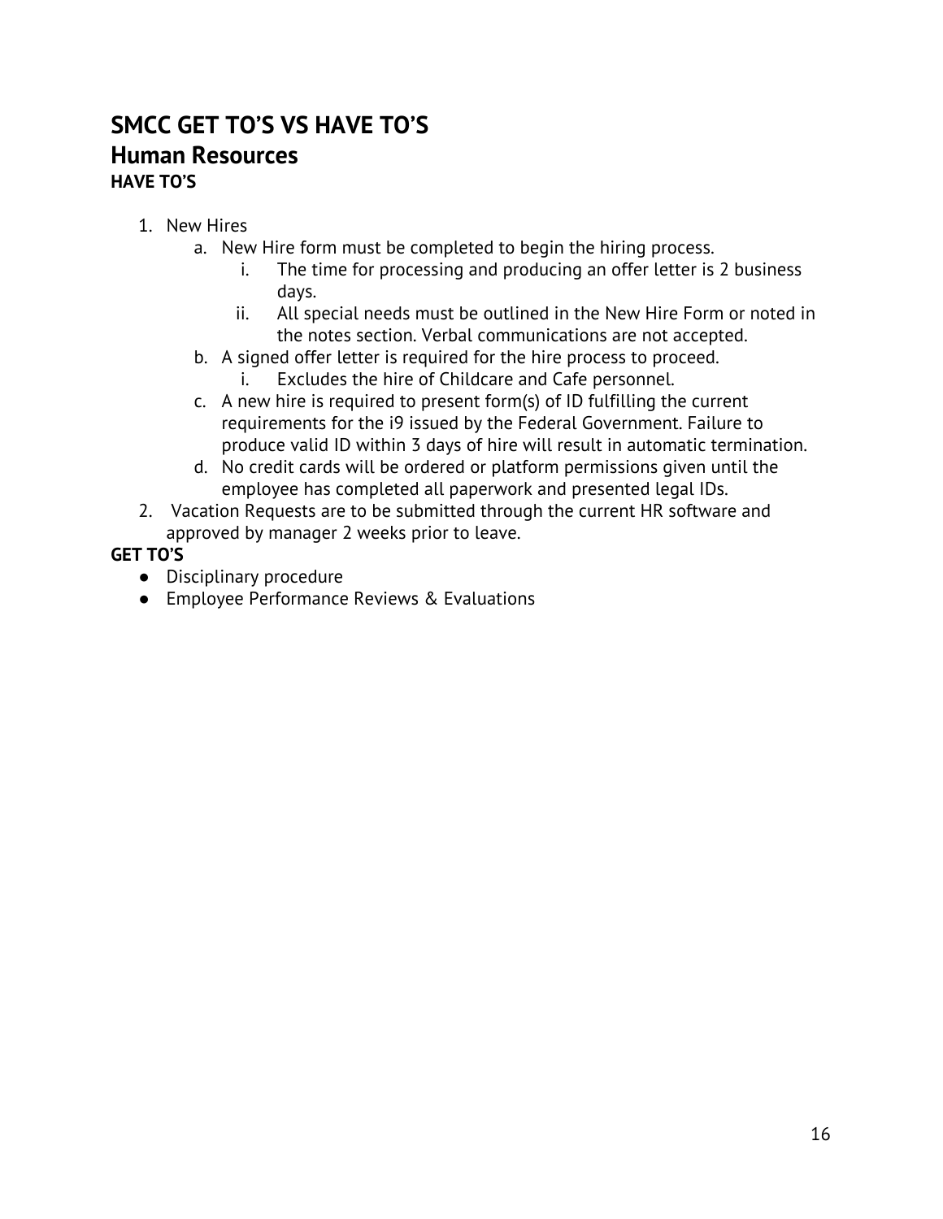# SMCC GET TO'S VS HAVE TO'S

## Human Resources

**HAVE TO'S**

1. New Hires
   a. New Hire form must be completed to begin the hiring process.
      i. The time for processing and producing an offer letter is 2 business days.
      ii. All special needs must be outlined in the New Hire Form or noted in the notes section. Verbal communications are not accepted.
   b. A signed offer letter is required for the hire process to proceed.
      i. Excludes the hire of Childcare and Cafe personnel.
   c. A new hire is required to present form(s) of ID fulfilling the current requirements for the i9 issued by the Federal Government. Failure to produce valid ID within 3 days of hire will result in automatic termination.
   d. No credit cards will be ordered or platform permissions given until the employee has completed all paperwork and presented legal IDs.
2. Vacation Requests are to be submitted through the current HR software and approved by manager 2 weeks prior to leave.

**GET TO'S**

- Disciplinary procedure
- Employee Performance Reviews & Evaluations